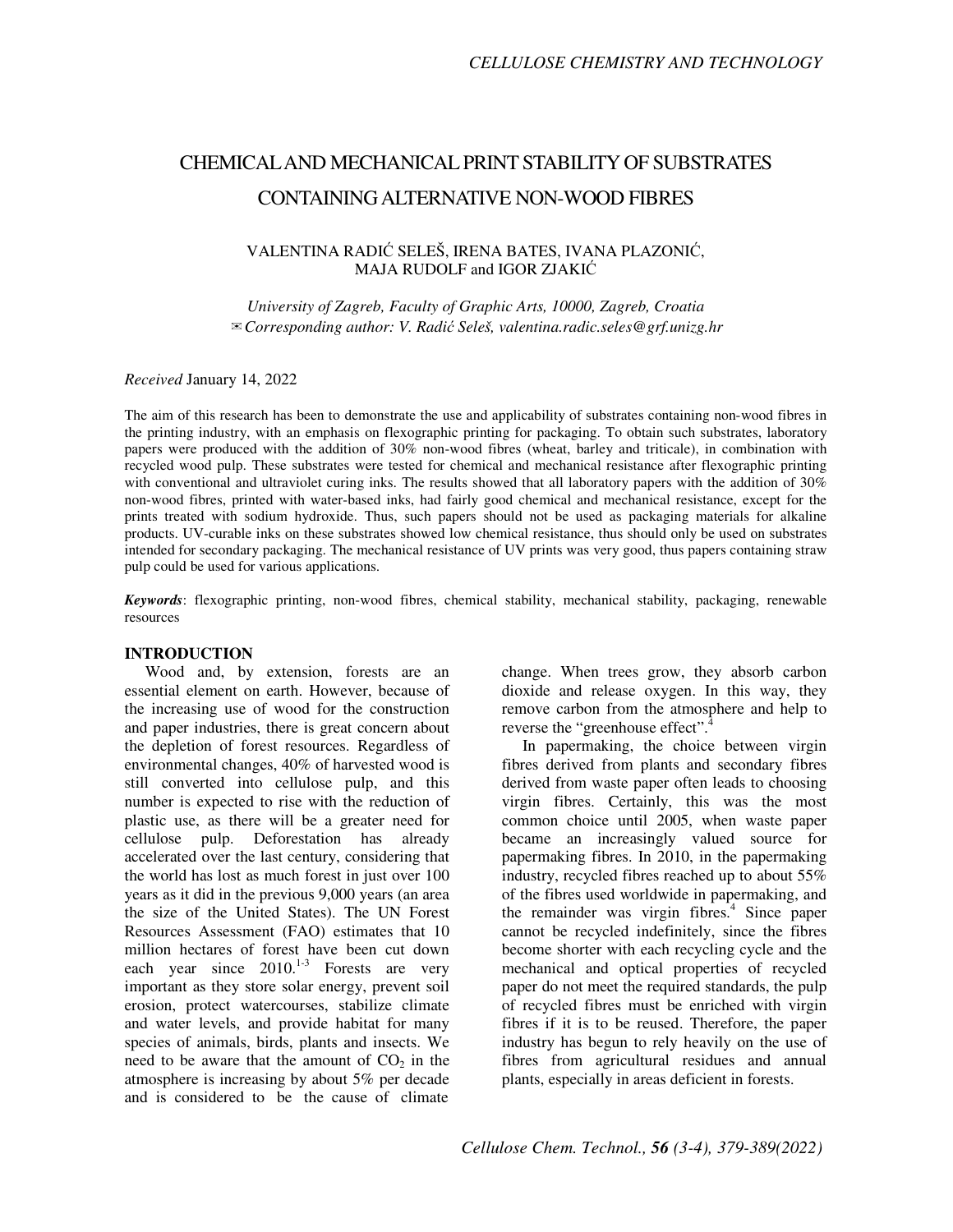# CHEMICAL AND MECHANICAL PRINT STABILITY OF SUBSTRATES CONTAINING ALTERNATIVE NON-WOOD FIBRES

VALENTINA RADIĆ SELEŠ, IRENA BATES, IVANA PLAZONIĆ, MAJA RUDOLF and IGOR ZJAKIĆ

*University of Zagreb, Faculty of Graphic Arts, 10000, Zagreb, Croatia*
✉ *Corresponding author: V. Radić Seleš, valentina.radic.seles@grf.unizg.hr*

*Received* January 14, 2022

The aim of this research has been to demonstrate the use and applicability of substrates containing non-wood fibres in the printing industry, with an emphasis on flexographic printing for packaging. To obtain such substrates, laboratory papers were produced with the addition of 30% non-wood fibres (wheat, barley and triticale), in combination with recycled wood pulp. These substrates were tested for chemical and mechanical resistance after flexographic printing with conventional and ultraviolet curing inks. The results showed that all laboratory papers with the addition of 30% non-wood fibres, printed with water-based inks, had fairly good chemical and mechanical resistance, except for the prints treated with sodium hydroxide. Thus, such papers should not be used as packaging materials for alkaline products. UV-curable inks on these substrates showed low chemical resistance, thus should only be used on substrates intended for secondary packaging. The mechanical resistance of UV prints was very good, thus papers containing straw pulp could be used for various applications.

***Keywords***: flexographic printing, non-wood fibres, chemical stability, mechanical stability, packaging, renewable resources

## INTRODUCTION

Wood and, by extension, forests are an essential element on earth. However, because of the increasing use of wood for the construction and paper industries, there is great concern about the depletion of forest resources. Regardless of environmental changes, 40% of harvested wood is still converted into cellulose pulp, and this number is expected to rise with the reduction of plastic use, as there will be a greater need for cellulose pulp. Deforestation has already accelerated over the last century, considering that the world has lost as much forest in just over 100 years as it did in the previous 9,000 years (an area the size of the United States). The UN Forest Resources Assessment (FAO) estimates that 10 million hectares of forest have been cut down each year since 2010.[1-3] Forests are very important as they store solar energy, prevent soil erosion, protect watercourses, stabilize climate and water levels, and provide habitat for many species of animals, birds, plants and insects. We need to be aware that the amount of $CO_2$ in the atmosphere is increasing by about 5% per decade and is considered to be the cause of climate change. When trees grow, they absorb carbon dioxide and release oxygen. In this way, they remove carbon from the atmosphere and help to reverse the "greenhouse effect".[4]

In papermaking, the choice between virgin fibres derived from plants and secondary fibres derived from waste paper often leads to choosing virgin fibres. Certainly, this was the most common choice until 2005, when waste paper became an increasingly valued source for papermaking fibres. In 2010, in the papermaking industry, recycled fibres reached up to about 55% of the fibres used worldwide in papermaking, and the remainder was virgin fibres.[4] Since paper cannot be recycled indefinitely, since the fibres become shorter with each recycling cycle and the mechanical and optical properties of recycled paper do not meet the required standards, the pulp of recycled fibres must be enriched with virgin fibres if it is to be reused. Therefore, the paper industry has begun to rely heavily on the use of fibres from agricultural residues and annual plants, especially in areas deficient in forests.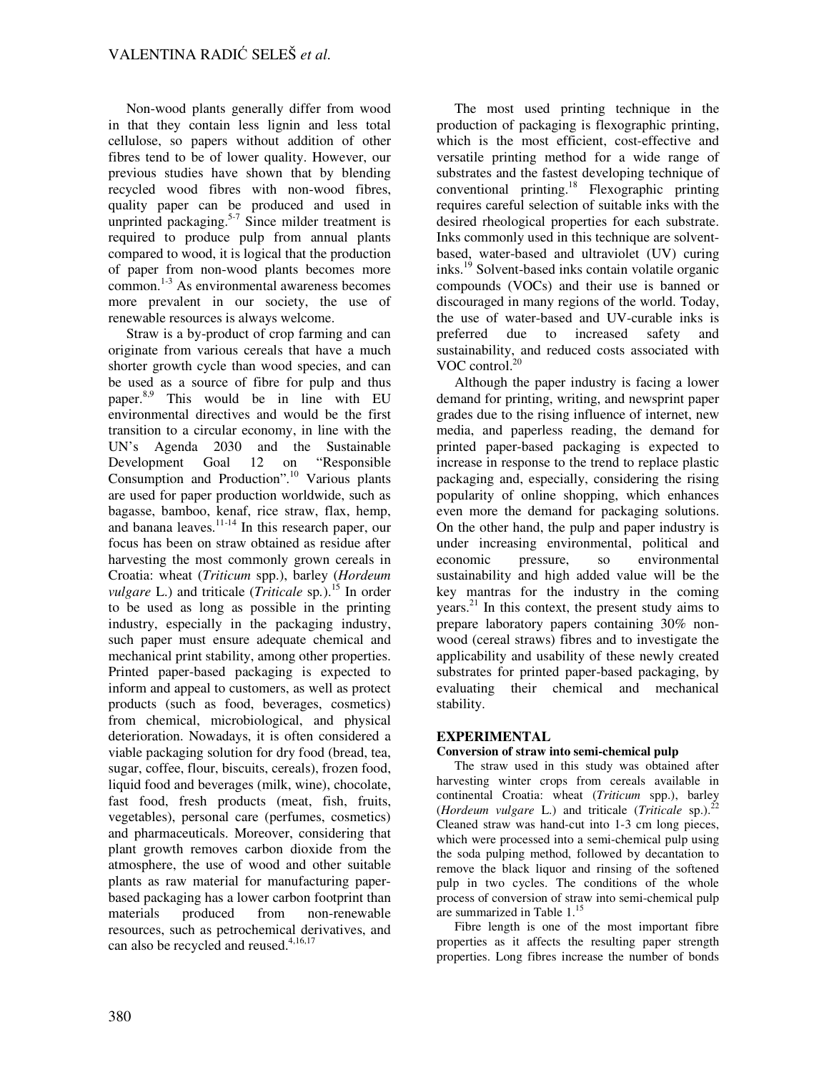Non-wood plants generally differ from wood in that they contain less lignin and less total cellulose, so papers without addition of other fibres tend to be of lower quality. However, our previous studies have shown that by blending recycled wood fibres with non-wood fibres, quality paper can be produced and used in unprinted packaging.[5-7] Since milder treatment is required to produce pulp from annual plants compared to wood, it is logical that the production of paper from non-wood plants becomes more common.[1-3] As environmental awareness becomes more prevalent in our society, the use of renewable resources is always welcome.

Straw is a by-product of crop farming and can originate from various cereals that have a much shorter growth cycle than wood species, and can be used as a source of fibre for pulp and thus paper.[8,9] This would be in line with EU environmental directives and would be the first transition to a circular economy, in line with the UN's Agenda 2030 and the Sustainable Development Goal 12 on "Responsible Consumption and Production".[10] Various plants are used for paper production worldwide, such as bagasse, bamboo, kenaf, rice straw, flax, hemp, and banana leaves.[11-14] In this research paper, our focus has been on straw obtained as residue after harvesting the most commonly grown cereals in Croatia: wheat (*Triticum* spp.), barley (*Hordeum vulgare* L.) and triticale (*Triticale* sp.).[15] In order to be used as long as possible in the printing industry, especially in the packaging industry, such paper must ensure adequate chemical and mechanical print stability, among other properties. Printed paper-based packaging is expected to inform and appeal to customers, as well as protect products (such as food, beverages, cosmetics) from chemical, microbiological, and physical deterioration. Nowadays, it is often considered a viable packaging solution for dry food (bread, tea, sugar, coffee, flour, biscuits, cereals), frozen food, liquid food and beverages (milk, wine), chocolate, fast food, fresh products (meat, fish, fruits, vegetables), personal care (perfumes, cosmetics) and pharmaceuticals. Moreover, considering that plant growth removes carbon dioxide from the atmosphere, the use of wood and other suitable plants as raw material for manufacturing paper-based packaging has a lower carbon footprint than materials produced from non-renewable resources, such as petrochemical derivatives, and can also be recycled and reused.[4,16,17]

The most used printing technique in the production of packaging is flexographic printing, which is the most efficient, cost-effective and versatile printing method for a wide range of substrates and the fastest developing technique of conventional printing.[18] Flexographic printing requires careful selection of suitable inks with the desired rheological properties for each substrate. Inks commonly used in this technique are solvent-based, water-based and ultraviolet (UV) curing inks.[19] Solvent-based inks contain volatile organic compounds (VOCs) and their use is banned or discouraged in many regions of the world. Today, the use of water-based and UV-curable inks is preferred due to increased safety and sustainability, and reduced costs associated with VOC control.[20]

Although the paper industry is facing a lower demand for printing, writing, and newsprint paper grades due to the rising influence of internet, new media, and paperless reading, the demand for printed paper-based packaging is expected to increase in response to the trend to replace plastic packaging and, especially, considering the rising popularity of online shopping, which enhances even more the demand for packaging solutions. On the other hand, the pulp and paper industry is under increasing environmental, political and economic pressure, so environmental sustainability and high added value will be the key mantras for the industry in the coming years.[21] In this context, the present study aims to prepare laboratory papers containing 30% non-wood (cereal straws) fibres and to investigate the applicability and usability of these newly created substrates for printed paper-based packaging, by evaluating their chemical and mechanical stability.

## EXPERIMENTAL

### Conversion of straw into semi-chemical pulp

The straw used in this study was obtained after harvesting winter crops from cereals available in continental Croatia: wheat (*Triticum* spp.), barley (*Hordeum vulgare* L.) and triticale (*Triticale* sp.).[22] Cleaned straw was hand-cut into 1-3 cm long pieces, which were processed into a semi-chemical pulp using the soda pulping method, followed by decantation to remove the black liquor and rinsing of the softened pulp in two cycles. The conditions of the whole process of conversion of straw into semi-chemical pulp are summarized in Table 1.[15]

Fibre length is one of the most important fibre properties as it affects the resulting paper strength properties. Long fibres increase the number of bonds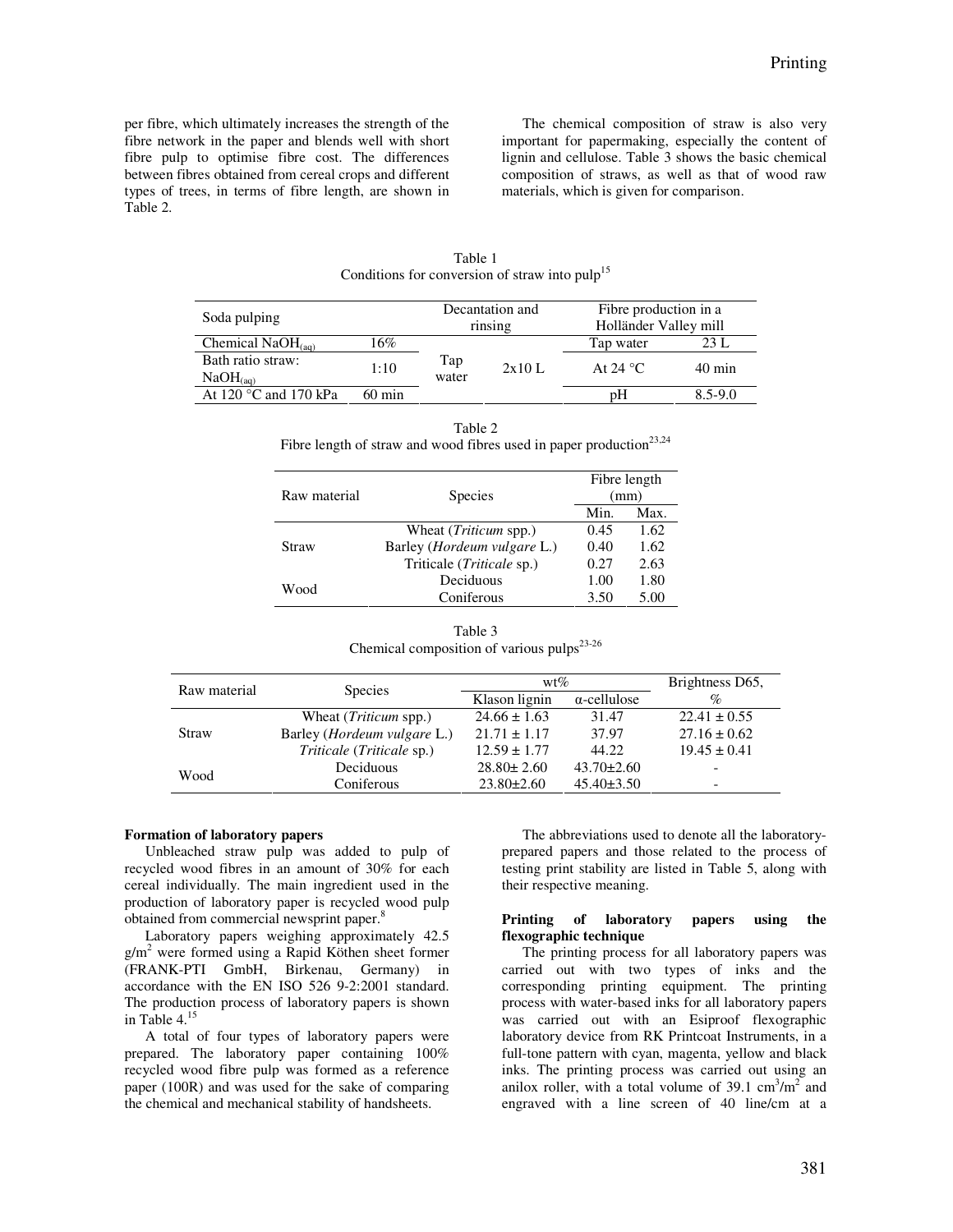per fibre, which ultimately increases the strength of the fibre network in the paper and blends well with short fibre pulp to optimise fibre cost. The differences between fibres obtained from cereal crops and different types of trees, in terms of fibre length, are shown in Table 2.

The chemical composition of straw is also very important for papermaking, especially the content of lignin and cellulose. Table 3 shows the basic chemical composition of straws, as well as that of wood raw materials, which is given for comparison.

Table 1
Conditions for conversion of straw into pulp[15]

| Soda pulping | | Decantation and rinsing | | Fibre production in a Holländer Valley mill | |
|---|---|---|---|---|---|
| Chemical $NaOH_{(aq)}$ | 16% | Tap water | 2x10 L | Tap water | 23 L |
| Bath ratio straw: $NaOH_{(aq)}$ | 1:10 | | | At 24 °C | 40 min |
| At 120 °C and 170 kPa | 60 min | | | pH | 8.5-9.0 |

Table 2
Fibre length of straw and wood fibres used in paper production[23,24]

| Raw material | Species | Fibre length (mm) | |
|---|---|---|---|
| | | Min. | Max. |
| Straw | Wheat (*Triticum* spp.) | 0.45 | 1.62 |
| | Barley (*Hordeum vulgare* L.) | 0.40 | 1.62 |
| | Triticale (*Triticale* sp.) | 0.27 | 2.63 |
| Wood | Deciduous | 1.00 | 1.80 |
| | Coniferous | 3.50 | 5.00 |

Table 3
Chemical composition of various pulps[23-26]

| Raw material | Species | wt% | | Brightness D65, % |
|---|---|---|---|---|
| | | Klason lignin | α-cellulose | |
| Straw | Wheat (*Triticum* spp.) | 24.66 ± 1.63 | 31.47 | 22.41 ± 0.55 |
| | Barley (*Hordeum vulgare* L.) | 21.71 ± 1.17 | 37.97 | 27.16 ± 0.62 |
| | *Triticale* (*Triticale* sp.) | 12.59 ± 1.77 | 44.22 | 19.45 ± 0.41 |
| Wood | Deciduous | 28.80± 2.60 | 43.70±2.60 | - |
| | Coniferous | 23.80±2.60 | 45.40±3.50 | - |

**Formation of laboratory papers**

Unbleached straw pulp was added to pulp of recycled wood fibres in an amount of 30% for each cereal individually. The main ingredient used in the production of laboratory paper is recycled wood pulp obtained from commercial newsprint paper.[8]

Laboratory papers weighing approximately 42.5 g/m[2] were formed using a Rapid Köthen sheet former (FRANK-PTI GmbH, Birkenau, Germany) in accordance with the EN ISO 526 9-2:2001 standard. The production process of laboratory papers is shown in Table 4.[15]

A total of four types of laboratory papers were prepared. The laboratory paper containing 100% recycled wood fibre pulp was formed as a reference paper (100R) and was used for the sake of comparing the chemical and mechanical stability of handsheets.

The abbreviations used to denote all the laboratory-prepared papers and those related to the process of testing print stability are listed in Table 5, along with their respective meaning.

**Printing of laboratory papers using the flexographic technique**

The printing process for all laboratory papers was carried out with two types of inks and the corresponding printing equipment. The printing process with water-based inks for all laboratory papers was carried out with an Esiproof flexographic laboratory device from RK Printcoat Instruments, in a full-tone pattern with cyan, magenta, yellow and black inks. The printing process was carried out using an anilox roller, with a total volume of 39.1 $cm^3/m^2$ and engraved with a line screen of 40 line/cm at a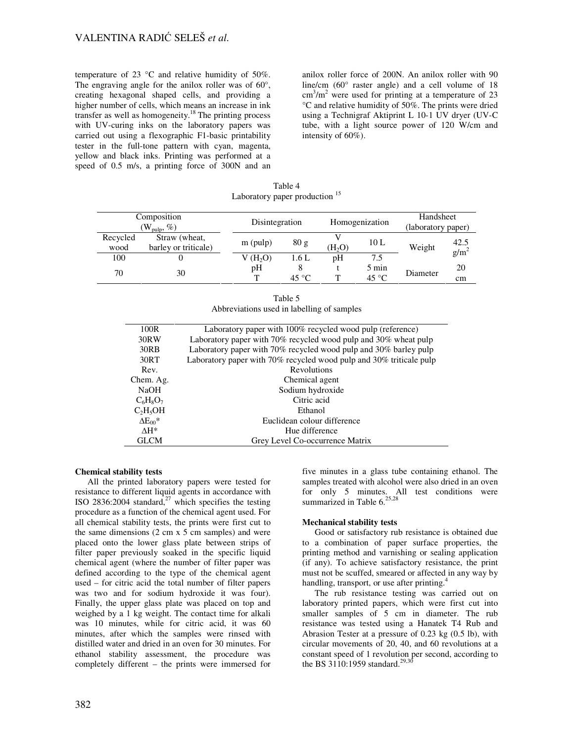temperature of 23 °C and relative humidity of 50%. The engraving angle for the anilox roller was of 60°, creating hexagonal shaped cells, and providing a higher number of cells, which means an increase in ink transfer as well as homogeneity.[18] The printing process with UV-curing inks on the laboratory papers was carried out using a flexographic F1-basic printability tester in the full-tone pattern with cyan, magenta, yellow and black inks. Printing was performed at a speed of 0.5 m/s, a printing force of 300N and an anilox roller force of 200N. An anilox roller with 90 line/cm (60° raster angle) and a cell volume of 18 $cm^3/m^2$ were used for printing at a temperature of 23 °C and relative humidity of 50%. The prints were dried using a Technigraf Aktiprint L 10-1 UV dryer (UV-C tube, with a light source power of 120 W/cm and intensity of 60%).

Table 4
Laboratory paper production [15]

| Composition ($W_{pulp}$, %) | | Disintegration | | Homogenization | | Handsheet (laboratory paper) | |
|---|---|---|---|---|---|---|---|
| Recycled wood | Straw (wheat, barley or triticale) | m (pulp) | 80 g | V ($H_2O$) | 10 L | Weight | 42.5 $g/m^2$ |
| 100 | 0 | V ($H_2O$) | 1.6 L | pH | 7.5 | | |
| 70 | 30 | pH | 8 | t | 5 min | Diameter | 20 cm |
| | | T | 45 °C | T | 45 °C | | |

Table 5
Abbreviations used in labelling of samples

| Abbreviation | Meaning |
|---|---|
| 100R | Laboratory paper with 100% recycled wood pulp (reference) |
| 30RW | Laboratory paper with 70% recycled wood pulp and 30% wheat pulp |
| 30RB | Laboratory paper with 70% recycled wood pulp and 30% barley pulp |
| 30RT | Laboratory paper with 70% recycled wood pulp and 30% triticale pulp |
| Rev. | Revolutions |
| Chem. Ag. | Chemical agent |
| NaOH | Sodium hydroxide |
| $C_6H_8O_7$ | Citric acid |
| $C_2H_5OH$ | Ethanol |
| $\Delta E_{00}$* | Euclidean colour difference |
| $\Delta H$* | Hue difference |
| GLCM | Grey Level Co-occurrence Matrix |

**Chemical stability tests**

All the printed laboratory papers were tested for resistance to different liquid agents in accordance with ISO 2836:2004 standard,[27] which specifies the testing procedure as a function of the chemical agent used. For all chemical stability tests, the prints were first cut to the same dimensions (2 cm x 5 cm samples) and were placed onto the lower glass plate between strips of filter paper previously soaked in the specific liquid chemical agent (where the number of filter paper was defined according to the type of the chemical agent used – for citric acid the total number of filter papers was two and for sodium hydroxide it was four). Finally, the upper glass plate was placed on top and weighed by a 1 kg weight. The contact time for alkali was 10 minutes, while for citric acid, it was 60 minutes, after which the samples were rinsed with distilled water and dried in an oven for 30 minutes. For ethanol stability assessment, the procedure was completely different – the prints were immersed for five minutes in a glass tube containing ethanol. The samples treated with alcohol were also dried in an oven for only 5 minutes. All test conditions were summarized in Table 6.[25,28]

**Mechanical stability tests**

Good or satisfactory rub resistance is obtained due to a combination of paper surface properties, the printing method and varnishing or sealing application (if any). To achieve satisfactory resistance, the print must not be scuffed, smeared or affected in any way by handling, transport, or use after printing.[4]

The rub resistance testing was carried out on laboratory printed papers, which were first cut into smaller samples of 5 cm in diameter. The rub resistance was tested using a Hanatek T4 Rub and Abrasion Tester at a pressure of 0.23 kg (0.5 lb), with circular movements of 20, 40, and 60 revolutions at a constant speed of 1 revolution per second, according to the BS 3110:1959 standard.[29,30]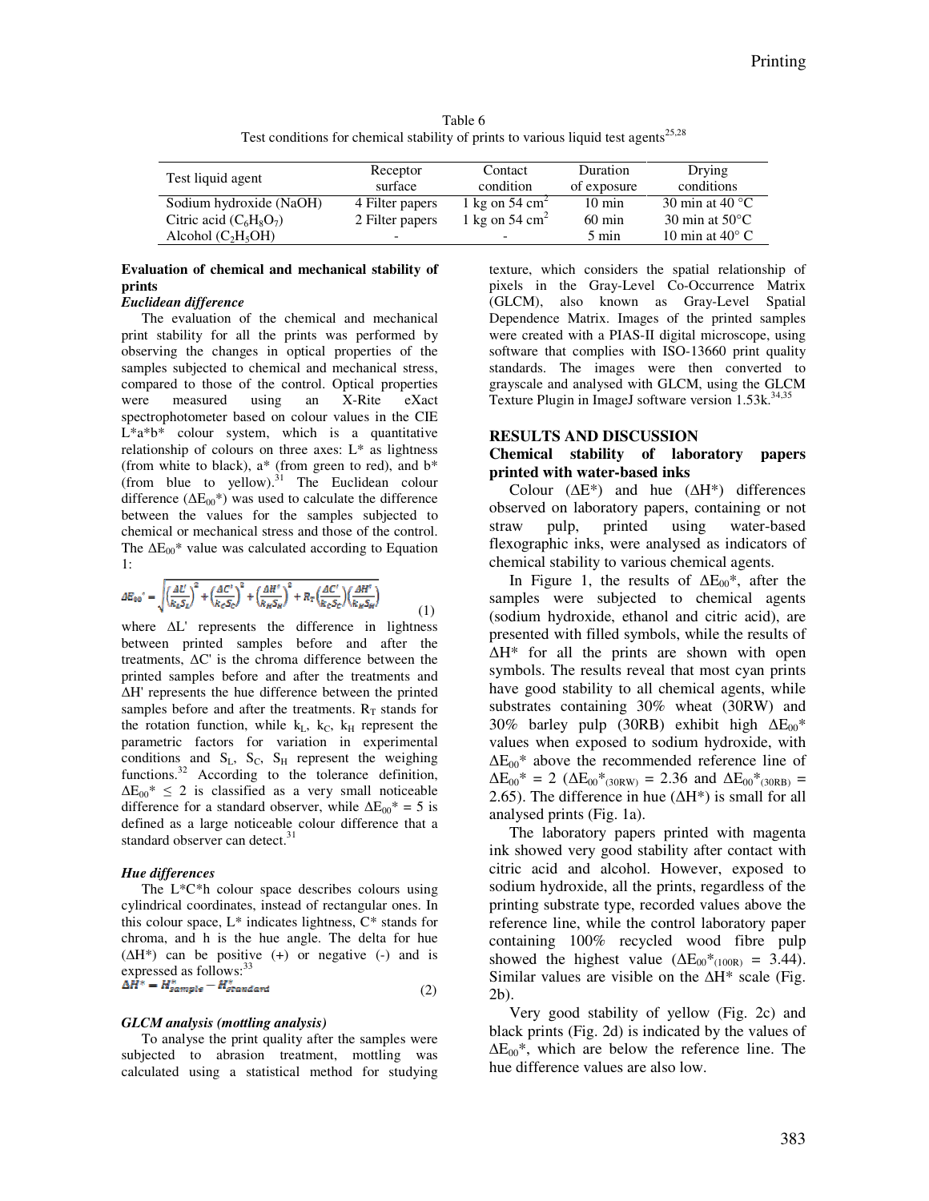Table 6
Test conditions for chemical stability of prints to various liquid test agents[25,28]

| Test liquid agent | Receptor surface | Contact condition | Duration of exposure | Drying conditions |
|---|---|---|---|---|
| Sodium hydroxide (NaOH) | 4 Filter papers | 1 kg on 54 cm$^2$ | 10 min | 30 min at 40 °C |
| Citric acid ($C_6H_8O_7$) | 2 Filter papers | 1 kg on 54 cm$^2$ | 60 min | 30 min at 50°C |
| Alcohol ($C_2H_5OH$) | - | - | 5 min | 10 min at 40° C |

**Evaluation of chemical and mechanical stability of prints**

***Euclidean difference***

The evaluation of the chemical and mechanical print stability for all the prints was performed by observing the changes in optical properties of the samples subjected to chemical and mechanical stress, compared to those of the control. Optical properties were measured using an X-Rite eXact spectrophotometer based on colour values in the CIE L\*a\*b\* colour system, which is a quantitative relationship of colours on three axes: L\* as lightness (from white to black), a\* (from green to red), and b\* (from blue to yellow).[31] The Euclidean colour difference ($\Delta E_{00}$\*) was used to calculate the difference between the values for the samples subjected to chemical or mechanical stress and those of the control. The $\Delta E_{00}$\* value was calculated according to Equation 1:

$$\Delta E_{00}^* = \sqrt{\left(\frac{\Delta L'}{k_L S_L}\right)^2 + \left(\frac{\Delta C'}{k_C S_C}\right)^2 + \left(\frac{\Delta H'}{k_H S_H}\right)^2 + R_T\left(\frac{\Delta C'}{k_C S_C}\right)\left(\frac{\Delta H'}{k_H S_H}\right)} \quad (1)$$

where $\Delta L'$ represents the difference in lightness between printed samples before and after the treatments, $\Delta C'$ is the chroma difference between the printed samples before and after the treatments and $\Delta H'$ represents the hue difference between the printed samples before and after the treatments. $R_T$ stands for the rotation function, while $k_L$, $k_C$, $k_H$ represent the parametric factors for variation in experimental conditions and $S_L$, $S_C$, $S_H$ represent the weighing functions.[32] According to the tolerance definition, $\Delta E_{00}^* \leq 2$ is classified as a very small noticeable difference for a standard observer, while $\Delta E_{00}^* = 5$ is defined as a large noticeable colour difference that a standard observer can detect.[31]

***Hue differences***

The L\*C\*h colour space describes colours using cylindrical coordinates, instead of rectangular ones. In this colour space, L\* indicates lightness, C\* stands for chroma, and h is the hue angle. The delta for hue ($\Delta H^*$) can be positive (+) or negative (-) and is expressed as follows:[33]

$$\Delta H^* = H^*_{sample} - H^*_{standard} \quad (2)$$

***GLCM analysis (mottling analysis)***

To analyse the print quality after the samples were subjected to abrasion treatment, mottling was calculated using a statistical method for studying texture, which considers the spatial relationship of pixels in the Gray-Level Co-Occurrence Matrix (GLCM), also known as Gray-Level Spatial Dependence Matrix. Images of the printed samples were created with a PIAS-II digital microscope, using software that complies with ISO-13660 print quality standards. The images were then converted to grayscale and analysed with GLCM, using the GLCM Texture Plugin in ImageJ software version 1.53k.[34,35]

## RESULTS AND DISCUSSION

### Chemical stability of laboratory papers printed with water-based inks

Colour ($\Delta E^*$) and hue ($\Delta H^*$) differences observed on laboratory papers, containing or not straw pulp, printed using water-based flexographic inks, were analysed as indicators of chemical stability to various chemical agents.

In Figure 1, the results of $\Delta E_{00}^*$, after the samples were subjected to chemical agents (sodium hydroxide, ethanol and citric acid), are presented with filled symbols, while the results of $\Delta H^*$ for all the prints are shown with open symbols. The results reveal that most cyan prints have good stability to all chemical agents, while substrates containing 30% wheat (30RW) and 30% barley pulp (30RB) exhibit high $\Delta E_{00}^*$ values when exposed to sodium hydroxide, with $\Delta E_{00}^*$ above the recommended reference line of $\Delta E_{00}^* = 2$ ($\Delta E^*_{00(30RW)} = 2.36$ and $\Delta E^*_{00(30RB)} = 2.65$). The difference in hue ($\Delta H^*$) is small for all analysed prints (Fig. 1a).

The laboratory papers printed with magenta ink showed very good stability after contact with citric acid and alcohol. However, exposed to sodium hydroxide, all the prints, regardless of the printing substrate type, recorded values above the reference line, while the control laboratory paper containing 100% recycled wood fibre pulp showed the highest value ($\Delta E^*_{00(100R)} = 3.44$). Similar values are visible on the $\Delta H^*$ scale (Fig. 2b).

Very good stability of yellow (Fig. 2c) and black prints (Fig. 2d) is indicated by the values of $\Delta E_{00}^*$, which are below the reference line. The hue difference values are also low.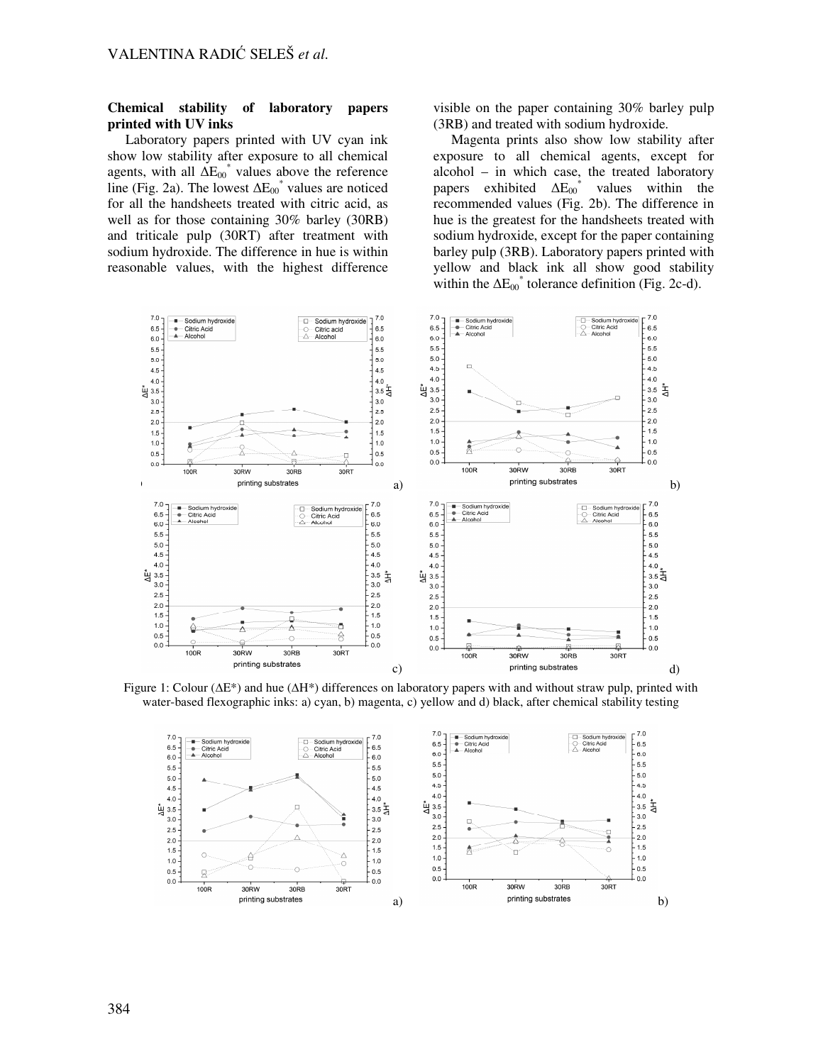**Chemical stability of laboratory papers printed with UV inks**

Laboratory papers printed with UV cyan ink show low stability after exposure to all chemical agents, with all $\Delta E_{00}^*$ values above the reference line (Fig. 2a). The lowest $\Delta E_{00}^*$ values are noticed for all the handsheets treated with citric acid, as well as for those containing 30% barley (30RB) and triticale pulp (30RT) after treatment with sodium hydroxide. The difference in hue is within reasonable values, with the highest difference visible on the paper containing 30% barley pulp (3RB) and treated with sodium hydroxide.

Magenta prints also show low stability after exposure to all chemical agents, except for alcohol – in which case, the treated laboratory papers exhibited $\Delta E_{00}^*$ values within the recommended values (Fig. 2b). The difference in hue is the greatest for the handsheets treated with sodium hydroxide, except for the paper containing barley pulp (3RB). Laboratory papers printed with yellow and black ink all show good stability within the $\Delta E_{00}^*$ tolerance definition (Fig. 2c-d).

Figure 1: Colour ($\Delta E^*$) and hue ($\Delta H^*$) differences on laboratory papers with and without straw pulp, printed with water-based flexographic inks: a) cyan, b) magenta, c) yellow and d) black, after chemical stability testing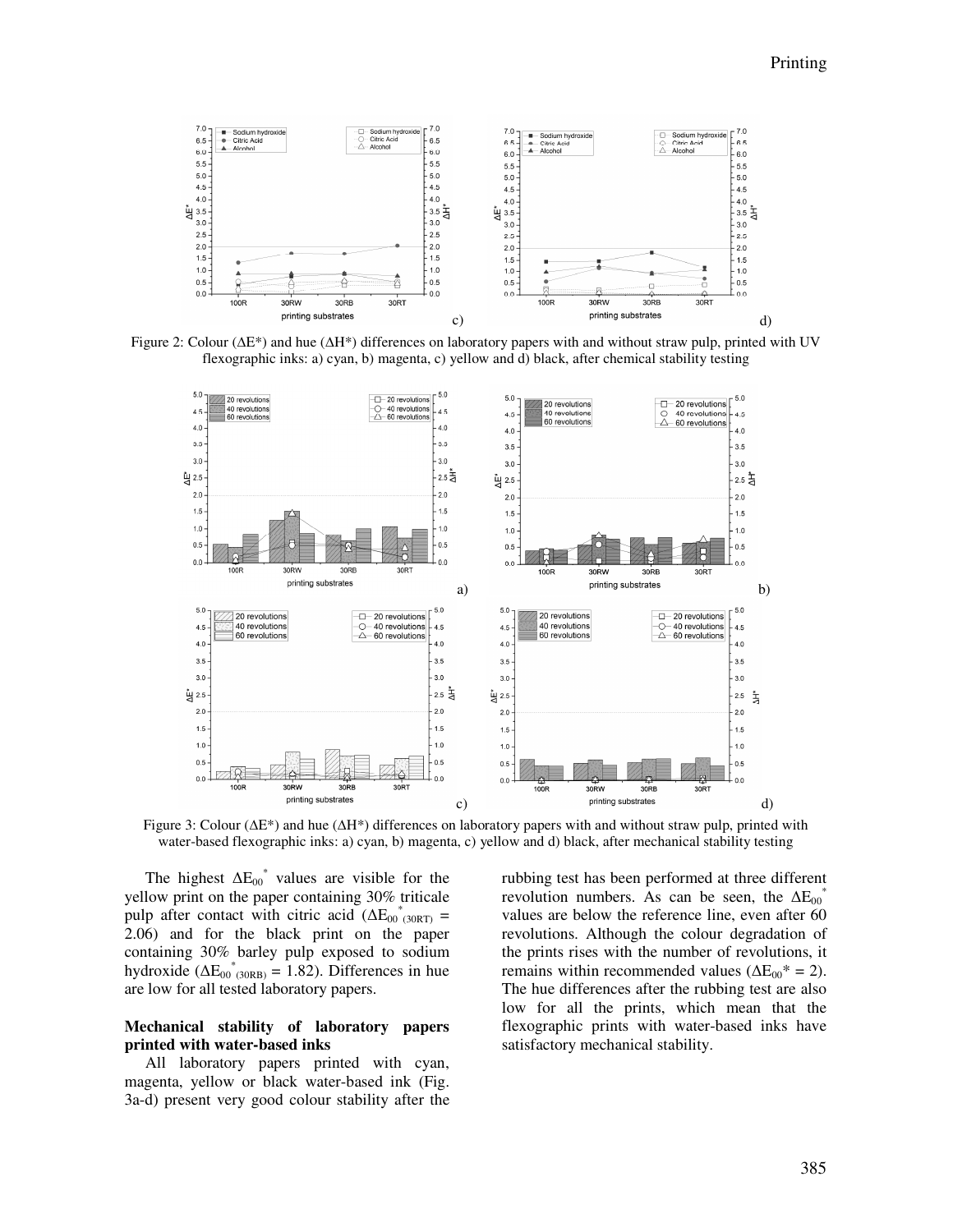Figure 2: Colour (ΔE*) and hue (ΔH*) differences on laboratory papers with and without straw pulp, printed with UV flexographic inks: a) cyan, b) magenta, c) yellow and d) black, after chemical stability testing

Figure 3: Colour (ΔE*) and hue (ΔH*) differences on laboratory papers with and without straw pulp, printed with water-based flexographic inks: a) cyan, b) magenta, c) yellow and d) black, after mechanical stability testing

The highest $\Delta E_{00}^{*}$ values are visible for the yellow print on the paper containing 30% triticale pulp after contact with citric acid ($\Delta E_{00\,(30RT)}^{*}$ = 2.06) and for the black print on the paper containing 30% barley pulp exposed to sodium hydroxide ($\Delta E_{00\,(30RB)}^{*}$ = 1.82). Differences in hue are low for all tested laboratory papers.

**Mechanical stability of laboratory papers printed with water-based inks**

All laboratory papers printed with cyan, magenta, yellow or black water-based ink (Fig. 3a-d) present very good colour stability after the rubbing test has been performed at three different revolution numbers. As can be seen, the $\Delta E_{00}^{*}$ values are below the reference line, even after 60 revolutions. Although the colour degradation of the prints rises with the number of revolutions, it remains within recommended values ($\Delta E_{00}^{*}$ = 2). The hue differences after the rubbing test are also low for all the prints, which mean that the flexographic prints with water-based inks have satisfactory mechanical stability.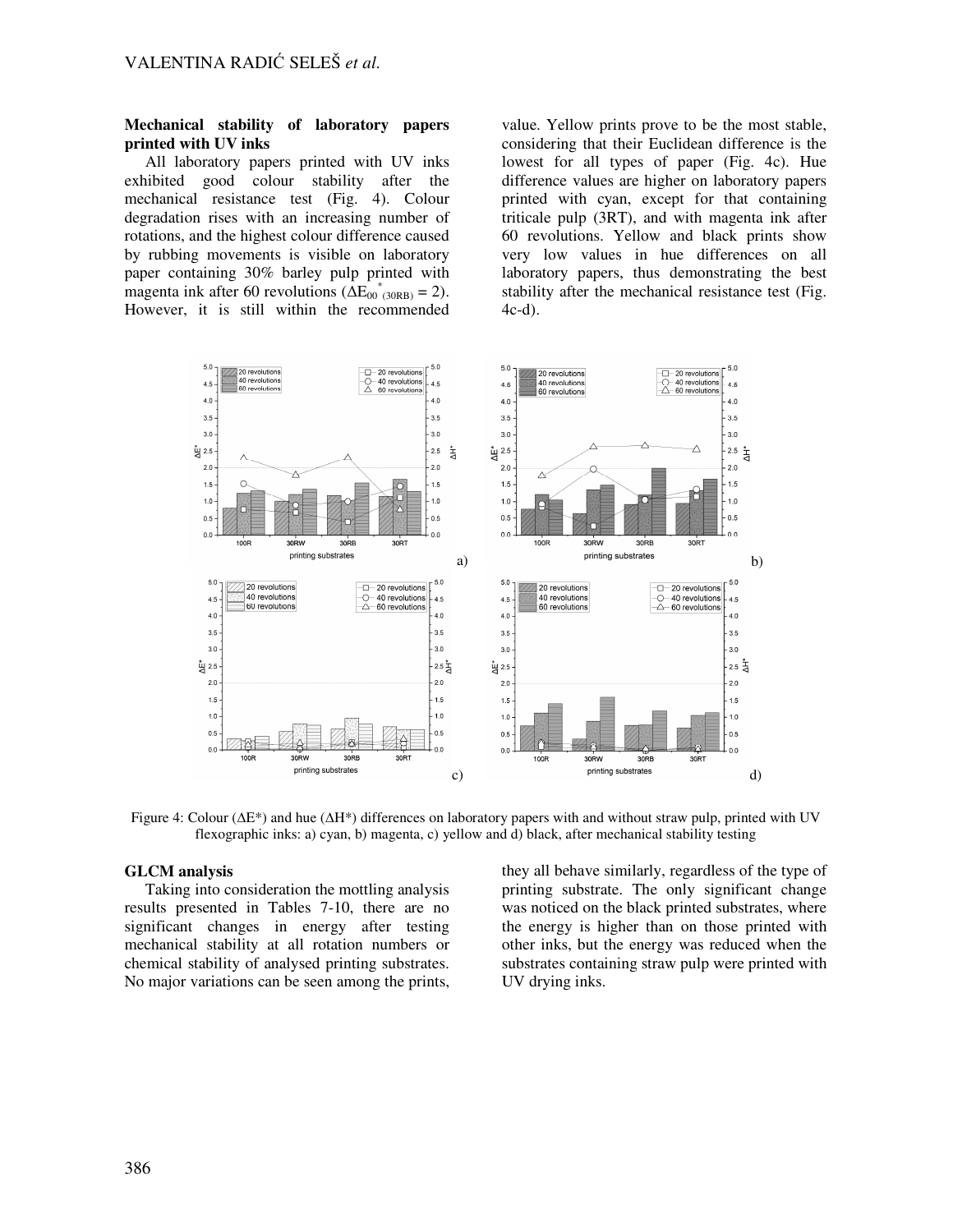**Mechanical stability of laboratory papers printed with UV inks**

All laboratory papers printed with UV inks exhibited good colour stability after the mechanical resistance test (Fig. 4). Colour degradation rises with an increasing number of rotations, and the highest colour difference caused by rubbing movements is visible on laboratory paper containing 30% barley pulp printed with magenta ink after 60 revolutions ($\Delta E_{00}^{*}{}_{(30RB)} = 2$). However, it is still within the recommended value. Yellow prints prove to be the most stable, considering that their Euclidean difference is the lowest for all types of paper (Fig. 4c). Hue difference values are higher on laboratory papers printed with cyan, except for that containing triticale pulp (3RT), and with magenta ink after 60 revolutions. Yellow and black prints show very low values in hue differences on all laboratory papers, thus demonstrating the best stability after the mechanical resistance test (Fig. 4c-d).

Figure 4: Colour (ΔE*) and hue (ΔH*) differences on laboratory papers with and without straw pulp, printed with UV flexographic inks: a) cyan, b) magenta, c) yellow and d) black, after mechanical stability testing

**GLCM analysis**

Taking into consideration the mottling analysis results presented in Tables 7-10, there are no significant changes in energy after testing mechanical stability at all rotation numbers or chemical stability of analysed printing substrates. No major variations can be seen among the prints, they all behave similarly, regardless of the type of printing substrate. The only significant change was noticed on the black printed substrates, where the energy is higher than on those printed with other inks, but the energy was reduced when the substrates containing straw pulp were printed with UV drying inks.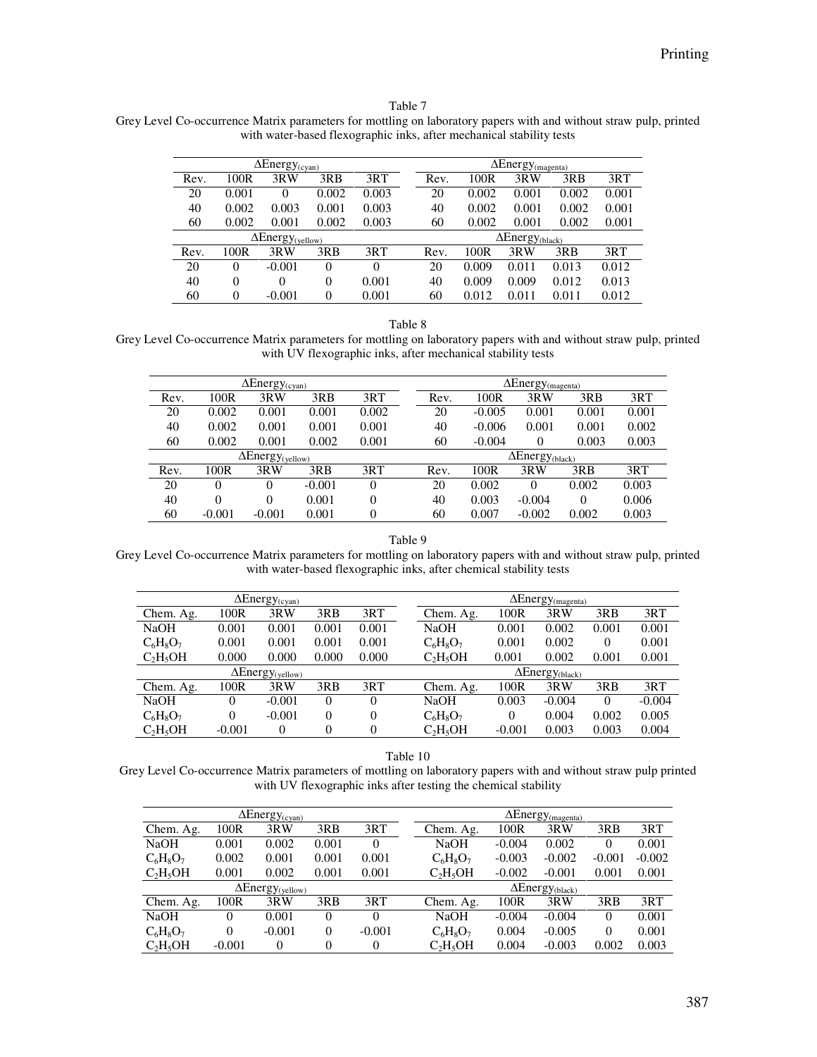Table 7
Grey Level Co-occurrence Matrix parameters for mottling on laboratory papers with and without straw pulp, printed with water-based flexographic inks, after mechanical stability tests

| $\Delta Energy_{(cyan)}$ | | | | | $\Delta Energy_{(magenta)}$ | | | | |
|---|---|---|---|---|---|---|---|---|---|
| Rev. | 100R | 3RW | 3RB | 3RT | Rev. | 100R | 3RW | 3RB | 3RT |
| 20 | 0.001 | 0 | 0.002 | 0.003 | 20 | 0.002 | 0.001 | 0.002 | 0.001 |
| 40 | 0.002 | 0.003 | 0.001 | 0.003 | 40 | 0.002 | 0.001 | 0.002 | 0.001 |
| 60 | 0.002 | 0.001 | 0.002 | 0.003 | 60 | 0.002 | 0.001 | 0.002 | 0.001 |
| $\Delta Energy_{(yellow)}$ | | | | | $\Delta Energy_{(black)}$ | | | | |
| Rev. | 100R | 3RW | 3RB | 3RT | Rev. | 100R | 3RW | 3RB | 3RT |
| 20 | 0 | -0.001 | 0 | 0 | 20 | 0.009 | 0.011 | 0.013 | 0.012 |
| 40 | 0 | 0 | 0 | 0.001 | 40 | 0.009 | 0.009 | 0.012 | 0.013 |
| 60 | 0 | -0.001 | 0 | 0.001 | 60 | 0.012 | 0.011 | 0.011 | 0.012 |

Table 8
Grey Level Co-occurrence Matrix parameters for mottling on laboratory papers with and without straw pulp, printed with UV flexographic inks, after mechanical stability tests

| $\Delta Energy_{(cyan)}$ | | | | | $\Delta Energy_{(magenta)}$ | | | | |
|---|---|---|---|---|---|---|---|---|---|
| Rev. | 100R | 3RW | 3RB | 3RT | Rev. | 100R | 3RW | 3RB | 3RT |
| 20 | 0.002 | 0.001 | 0.001 | 0.002 | 20 | -0.005 | 0.001 | 0.001 | 0.001 |
| 40 | 0.002 | 0.001 | 0.001 | 0.001 | 40 | -0.006 | 0.001 | 0.001 | 0.002 |
| 60 | 0.002 | 0.001 | 0.002 | 0.001 | 60 | -0.004 | 0 | 0.003 | 0.003 |
| $\Delta Energy_{(yellow)}$ | | | | | $\Delta Energy_{(black)}$ | | | | |
| Rev. | 100R | 3RW | 3RB | 3RT | Rev. | 100R | 3RW | 3RB | 3RT |
| 20 | 0 | 0 | -0.001 | 0 | 20 | 0.002 | 0 | 0.002 | 0.003 |
| 40 | 0 | 0 | 0.001 | 0 | 40 | 0.003 | -0.004 | 0 | 0.006 |
| 60 | -0.001 | -0.001 | 0.001 | 0 | 60 | 0.007 | -0.002 | 0.002 | 0.003 |

Table 9
Grey Level Co-occurrence Matrix parameters for mottling on laboratory papers with and without straw pulp, printed with water-based flexographic inks, after chemical stability tests

| $\Delta Energy_{(cyan)}$ | | | | | $\Delta Energy_{(magenta)}$ | | | | |
|---|---|---|---|---|---|---|---|---|---|
| Chem. Ag. | 100R | 3RW | 3RB | 3RT | Chem. Ag. | 100R | 3RW | 3RB | 3RT |
| NaOH | 0.001 | 0.001 | 0.001 | 0.001 | NaOH | 0.001 | 0.002 | 0.001 | 0.001 |
| $C_6H_8O_7$ | 0.001 | 0.001 | 0.001 | 0.001 | $C_6H_8O_7$ | 0.001 | 0.002 | 0 | 0.001 |
| $C_2H_5OH$ | 0.000 | 0.000 | 0.000 | 0.000 | $C_2H_5OH$ | 0.001 | 0.002 | 0.001 | 0.001 |
| $\Delta Energy_{(yellow)}$ | | | | | $\Delta Energy_{(black)}$ | | | | |
| Chem. Ag. | 100R | 3RW | 3RB | 3RT | Chem. Ag. | 100R | 3RW | 3RB | 3RT |
| NaOH | 0 | -0.001 | 0 | 0 | NaOH | 0.003 | -0.004 | 0 | -0.004 |
| $C_6H_8O_7$ | 0 | -0.001 | 0 | 0 | $C_6H_8O_7$ | 0 | 0.004 | 0.002 | 0.005 |
| $C_2H_5OH$ | -0.001 | 0 | 0 | 0 | $C_2H_5OH$ | -0.001 | 0.003 | 0.003 | 0.004 |

Table 10
Grey Level Co-occurrence Matrix parameters of mottling on laboratory papers with and without straw pulp printed with UV flexographic inks after testing the chemical stability

| $\Delta Energy_{(cyan)}$ | | | | | $\Delta Energy_{(magenta)}$ | | | | |
|---|---|---|---|---|---|---|---|---|---|
| Chem. Ag. | 100R | 3RW | 3RB | 3RT | Chem. Ag. | 100R | 3RW | 3RB | 3RT |
| NaOH | 0.001 | 0.002 | 0.001 | 0 | NaOH | -0.004 | 0.002 | 0 | 0.001 |
| $C_6H_8O_7$ | 0.002 | 0.001 | 0.001 | 0.001 | $C_6H_8O_7$ | -0.003 | -0.002 | -0.001 | -0.002 |
| $C_2H_5OH$ | 0.001 | 0.002 | 0.001 | 0.001 | $C_2H_5OH$ | -0.002 | -0.001 | 0.001 | 0.001 |
| $\Delta Energy_{(yellow)}$ | | | | | $\Delta Energy_{(black)}$ | | | | |
| Chem. Ag. | 100R | 3RW | 3RB | 3RT | Chem. Ag. | 100R | 3RW | 3RB | 3RT |
| NaOH | 0 | 0.001 | 0 | 0 | NaOH | -0.004 | -0.004 | 0 | 0.001 |
| $C_6H_8O_7$ | 0 | -0.001 | 0 | -0.001 | $C_6H_8O_7$ | 0.004 | -0.005 | 0 | 0.001 |
| $C_2H_5OH$ | -0.001 | 0 | 0 | 0 | $C_2H_5OH$ | 0.004 | -0.003 | 0.002 | 0.003 |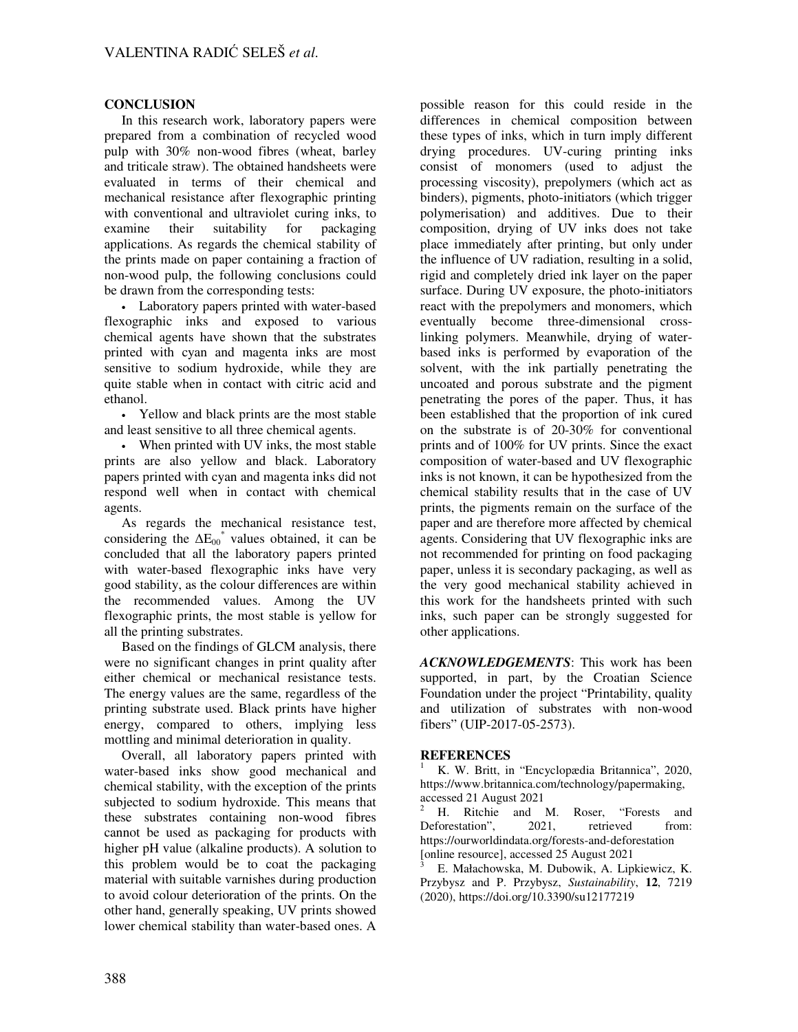## CONCLUSION

In this research work, laboratory papers were prepared from a combination of recycled wood pulp with 30% non-wood fibres (wheat, barley and triticale straw). The obtained handsheets were evaluated in terms of their chemical and mechanical resistance after flexographic printing with conventional and ultraviolet curing inks, to examine their suitability for packaging applications. As regards the chemical stability of the prints made on paper containing a fraction of non-wood pulp, the following conclusions could be drawn from the corresponding tests:

- Laboratory papers printed with water-based flexographic inks and exposed to various chemical agents have shown that the substrates printed with cyan and magenta inks are most sensitive to sodium hydroxide, while they are quite stable when in contact with citric acid and ethanol.
- Yellow and black prints are the most stable and least sensitive to all three chemical agents.
- When printed with UV inks, the most stable prints are also yellow and black. Laboratory papers printed with cyan and magenta inks did not respond well when in contact with chemical agents.

As regards the mechanical resistance test, considering the $\Delta E_{00}^{*}$ values obtained, it can be concluded that all the laboratory papers printed with water-based flexographic inks have very good stability, as the colour differences are within the recommended values. Among the UV flexographic prints, the most stable is yellow for all the printing substrates.

Based on the findings of GLCM analysis, there were no significant changes in print quality after either chemical or mechanical resistance tests. The energy values are the same, regardless of the printing substrate used. Black prints have higher energy, compared to others, implying less mottling and minimal deterioration in quality.

Overall, all laboratory papers printed with water-based inks show good mechanical and chemical stability, with the exception of the prints subjected to sodium hydroxide. This means that these substrates containing non-wood fibres cannot be used as packaging for products with higher pH value (alkaline products). A solution to this problem would be to coat the packaging material with suitable varnishes during production to avoid colour deterioration of the prints. On the other hand, generally speaking, UV prints showed lower chemical stability than water-based ones. A possible reason for this could reside in the differences in chemical composition between these types of inks, which in turn imply different drying procedures. UV-curing printing inks consist of monomers (used to adjust the processing viscosity), prepolymers (which act as binders), pigments, photo-initiators (which trigger polymerisation) and additives. Due to their composition, drying of UV inks does not take place immediately after printing, but only under the influence of UV radiation, resulting in a solid, rigid and completely dried ink layer on the paper surface. During UV exposure, the photo-initiators react with the prepolymers and monomers, which eventually become three-dimensional cross-linking polymers. Meanwhile, drying of water-based inks is performed by evaporation of the solvent, with the ink partially penetrating the uncoated and porous substrate and the pigment penetrating the pores of the paper. Thus, it has been established that the proportion of ink cured on the substrate is of 20-30% for conventional prints and of 100% for UV prints. Since the exact composition of water-based and UV flexographic inks is not known, it can be hypothesized from the chemical stability results that in the case of UV prints, the pigments remain on the surface of the paper and are therefore more affected by chemical agents. Considering that UV flexographic inks are not recommended for printing on food packaging paper, unless it is secondary packaging, as well as the very good mechanical stability achieved in this work for the handsheets printed with such inks, such paper can be strongly suggested for other applications.

***ACKNOWLEDGEMENTS***: This work has been supported, in part, by the Croatian Science Foundation under the project "Printability, quality and utilization of substrates with non-wood fibers" (UIP-2017-05-2573).

## REFERENCES

[1] K. W. Britt, in "Encyclopædia Britannica", 2020, https://www.britannica.com/technology/papermaking, accessed 21 August 2021

[2] H. Ritchie and M. Roser, "Forests and Deforestation", 2021, retrieved from: https://ourworldindata.org/forests-and-deforestation [online resource], accessed 25 August 2021

[3] E. Małachowska, M. Dubowik, A. Lipkiewicz, K. Przybysz and P. Przybysz, *Sustainability*, **12**, 7219 (2020), https://doi.org/10.3390/su12177219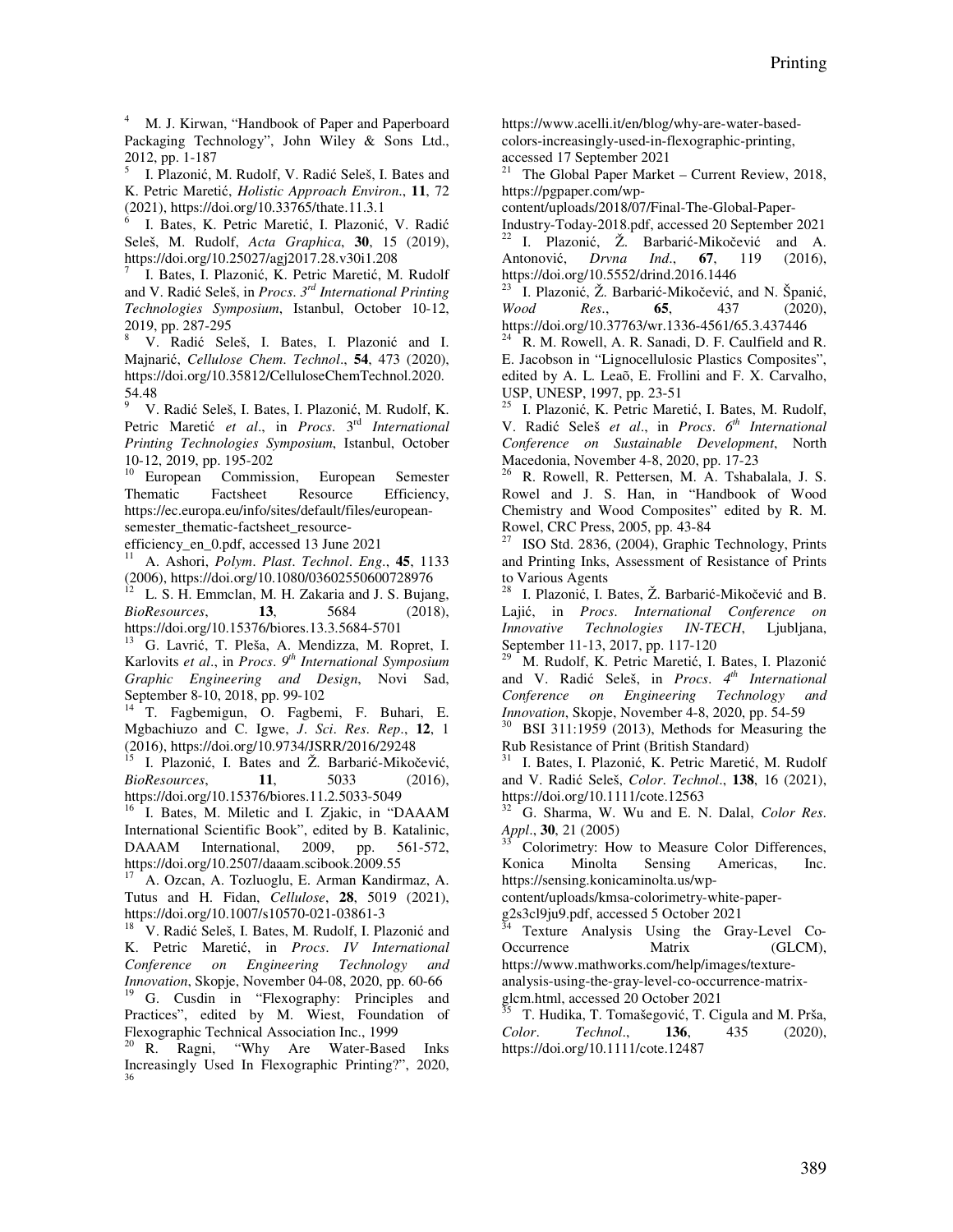[4] M. J. Kirwan, "Handbook of Paper and Paperboard Packaging Technology", John Wiley & Sons Ltd., 2012, pp. 1-187

[5] I. Plazonić, M. Rudolf, V. Radić Seleš, I. Bates and K. Petric Maretić, *Holistic Approach Environ.*, **11**, 72 (2021), https://doi.org/10.33765/thate.11.3.1

[6] I. Bates, K. Petric Maretić, I. Plazonić, V. Radić Seleš, M. Rudolf, *Acta Graphica*, **30**, 15 (2019), https://doi.org/10.25027/agj2017.28.v30i1.208

[7] I. Bates, I. Plazonić, K. Petric Maretić, M. Rudolf and V. Radić Seleš, in *Procs. 3rd International Printing Technologies Symposium*, Istanbul, October 10-12, 2019, pp. 287-295

[8] V. Radić Seleš, I. Bates, I. Plazonić and I. Majnarić, *Cellulose Chem. Technol.*, **54**, 473 (2020), https://doi.org/10.35812/CelluloseChemTechnol.2020.54.48

[9] V. Radić Seleš, I. Bates, I. Plazonić, M. Rudolf, K. Petric Maretić *et al.*, in *Procs.* 3rd *International Printing Technologies Symposium*, Istanbul, October 10-12, 2019, pp. 195-202

[10] European Commission, European Semester Thematic Factsheet Resource Efficiency, https://ec.europa.eu/info/sites/default/files/european-semester_thematic-factsheet_resource-efficiency_en_0.pdf, accessed 13 June 2021

[11] A. Ashori, *Polym. Plast. Technol. Eng.*, **45**, 1133 (2006), https://doi.org/10.1080/03602550600728976

[12] L. S. H. Emmclan, M. H. Zakaria and J. S. Bujang, *BioResources*, **13**, 5684 (2018), https://doi.org/10.15376/biores.13.3.5684-5701

[13] G. Lavrić, T. Pleša, A. Mendizza, M. Ropret, I. Karlovits *et al.*, in *Procs. 9th International Symposium Graphic Engineering and Design*, Novi Sad, September 8-10, 2018, pp. 99-102

[14] T. Fagbemigun, O. Fagbemi, F. Buhari, E. Mgbachiuzo and C. Igwe, *J. Sci. Res. Rep.*, **12**, 1 (2016), https://doi.org/10.9734/JSRR/2016/29248

[15] I. Plazonić, I. Bates and Ž. Barbarić-Mikočević, *BioResources*, **11**, 5033 (2016), https://doi.org/10.15376/biores.11.2.5033-5049

[16] I. Bates, M. Miletic and I. Zjakic, in "DAAAM International Scientific Book", edited by B. Katalinic, DAAAM International, 2009, pp. 561-572, https://doi.org/10.2507/daaam.scibook.2009.55

[17] A. Ozcan, A. Tozluoglu, E. Arman Kandirmaz, A. Tutus and H. Fidan, *Cellulose*, **28**, 5019 (2021), https://doi.org/10.1007/s10570-021-03861-3

[18] V. Radić Seleš, I. Bates, M. Rudolf, I. Plazonić and K. Petric Maretić, in *Procs. IV International Conference on Engineering Technology and Innovation*, Skopje, November 04-08, 2020, pp. 60-66

[19] G. Cusdin in "Flexography: Principles and Practices", edited by M. Wiest, Foundation of Flexographic Technical Association Inc., 1999

[20] R. Ragni, "Why Are Water-Based Inks Increasingly Used In Flexographic Printing?", 2020, https://www.acelli.it/en/blog/why-are-water-based-colors-increasingly-used-in-flexographic-printing, accessed 17 September 2021

[21] The Global Paper Market – Current Review, 2018, https://pgpaper.com/wp-content/uploads/2018/07/Final-The-Global-Paper-Industry-Today-2018.pdf, accessed 20 September 2021

[22] I. Plazonić, Ž. Barbarić-Mikočević and A. Antonović, *Drvna Ind.*, **67**, 119 (2016), https://doi.org/10.5552/drind.2016.1446

[23] I. Plazonić, Ž. Barbarić-Mikočević, and N. Španić, *Wood Res.*, **65**, 437 (2020), https://doi.org/10.37763/wr.1336-4561/65.3.437446

[24] R. M. Rowell, A. R. Sanadi, D. F. Caulfield and R. E. Jacobson in "Lignocellulosic Plastics Composites", edited by A. L. Leaõ, E. Frollini and F. X. Carvalho, USP, UNESP, 1997, pp. 23-51

[25] I. Plazonić, K. Petric Maretić, I. Bates, M. Rudolf, V. Radić Seleš *et al.*, in *Procs. 6th International Conference on Sustainable Development*, North Macedonia, November 4-8, 2020, pp. 17-23

[26] R. Rowell, R. Pettersen, M. A. Tshabalala, J. S. Rowel and J. S. Han, in "Handbook of Wood Chemistry and Wood Composites" edited by R. M. Rowel, CRC Press, 2005, pp. 43-84

[27] ISO Std. 2836, (2004), Graphic Technology, Prints and Printing Inks, Assessment of Resistance of Prints to Various Agents

[28] I. Plazonić, I. Bates, Ž. Barbarić-Mikočević and B. Lajić, in *Procs. International Conference on Innovative Technologies IN-TECH*, Ljubljana, September 11-13, 2017, pp. 117-120

[29] M. Rudolf, K. Petric Maretić, I. Bates, I. Plazonić and V. Radić Seleš, in *Procs. 4th International Conference on Engineering Technology and Innovation*, Skopje, November 4-8, 2020, pp. 54-59

[30] BSI 311:1959 (2013), Methods for Measuring the Rub Resistance of Print (British Standard)

[31] I. Bates, I. Plazonić, K. Petric Maretić, M. Rudolf and V. Radić Seleš, *Color. Technol.*, **138**, 16 (2021), https://doi.org/10.1111/cote.12563

[32] G. Sharma, W. Wu and E. N. Dalal, *Color Res. Appl.*, **30**, 21 (2005)

[33] Colorimetry: How to Measure Color Differences, Konica Minolta Sensing Americas, Inc. https://sensing.konicaminolta.us/wp-content/uploads/kmsa-colorimetry-white-paper-g2s3cl9ju9.pdf, accessed 5 October 2021

[34] Texture Analysis Using the Gray-Level Co-Occurrence Matrix (GLCM), https://www.mathworks.com/help/images/texture-analysis-using-the-gray-level-co-occurrence-matrix-glcm.html, accessed 20 October 2021

[35] T. Hudika, T. Tomašegović, T. Cigula and M. Prša, *Color. Technol.*, **136**, 435 (2020), https://doi.org/10.1111/cote.12487

[36]